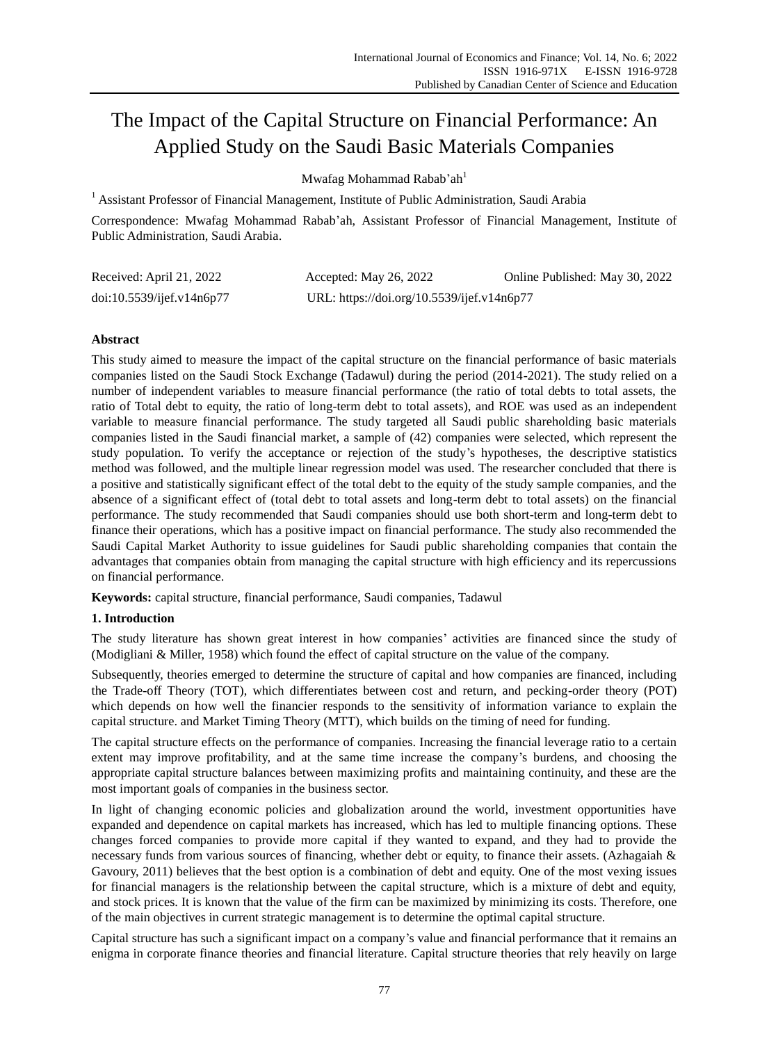# The Impact of the Capital Structure on Financial Performance: An Applied Study on the Saudi Basic Materials Companies

Mwafag Mohammad Rabab'ah[1]

[1] Assistant Professor of Financial Management, Institute of Public Administration, Saudi Arabia

Correspondence: Mwafag Mohammad Rabab'ah, Assistant Professor of Financial Management, Institute of Public Administration, Saudi Arabia.

Received: April 21, 2022 Accepted: May 26, 2022 Online Published: May 30, 2022

doi:10.5539/ijef.v14n6p77 URL: https://doi.org/10.5539/ijef.v14n6p77

## Abstract

This study aimed to measure the impact of the capital structure on the financial performance of basic materials companies listed on the Saudi Stock Exchange (Tadawul) during the period (2014-2021). The study relied on a number of independent variables to measure financial performance (the ratio of total debts to total assets, the ratio of Total debt to equity, the ratio of long-term debt to total assets), and ROE was used as an independent variable to measure financial performance. The study targeted all Saudi public shareholding basic materials companies listed in the Saudi financial market, a sample of (42) companies were selected, which represent the study population. To verify the acceptance or rejection of the study's hypotheses, the descriptive statistics method was followed, and the multiple linear regression model was used. The researcher concluded that there is a positive and statistically significant effect of the total debt to the equity of the study sample companies, and the absence of a significant effect of (total debt to total assets and long-term debt to total assets) on the financial performance. The study recommended that Saudi companies should use both short-term and long-term debt to finance their operations, which has a positive impact on financial performance. The study also recommended the Saudi Capital Market Authority to issue guidelines for Saudi public shareholding companies that contain the advantages that companies obtain from managing the capital structure with high efficiency and its repercussions on financial performance.

**Keywords:** capital structure, financial performance, Saudi companies, Tadawul

## 1. Introduction

The study literature has shown great interest in how companies' activities are financed since the study of (Modigliani & Miller, 1958) which found the effect of capital structure on the value of the company.

Subsequently, theories emerged to determine the structure of capital and how companies are financed, including the Trade-off Theory (TOT), which differentiates between cost and return, and pecking-order theory (POT) which depends on how well the financier responds to the sensitivity of information variance to explain the capital structure. and Market Timing Theory (MTT), which builds on the timing of need for funding.

The capital structure effects on the performance of companies. Increasing the financial leverage ratio to a certain extent may improve profitability, and at the same time increase the company's burdens, and choosing the appropriate capital structure balances between maximizing profits and maintaining continuity, and these are the most important goals of companies in the business sector.

In light of changing economic policies and globalization around the world, investment opportunities have expanded and dependence on capital markets has increased, which has led to multiple financing options. These changes forced companies to provide more capital if they wanted to expand, and they had to provide the necessary funds from various sources of financing, whether debt or equity, to finance their assets. (Azhagaiah & Gavoury, 2011) believes that the best option is a combination of debt and equity. One of the most vexing issues for financial managers is the relationship between the capital structure, which is a mixture of debt and equity, and stock prices. It is known that the value of the firm can be maximized by minimizing its costs. Therefore, one of the main objectives in current strategic management is to determine the optimal capital structure.

Capital structure has such a significant impact on a company's value and financial performance that it remains an enigma in corporate finance theories and financial literature. Capital structure theories that rely heavily on large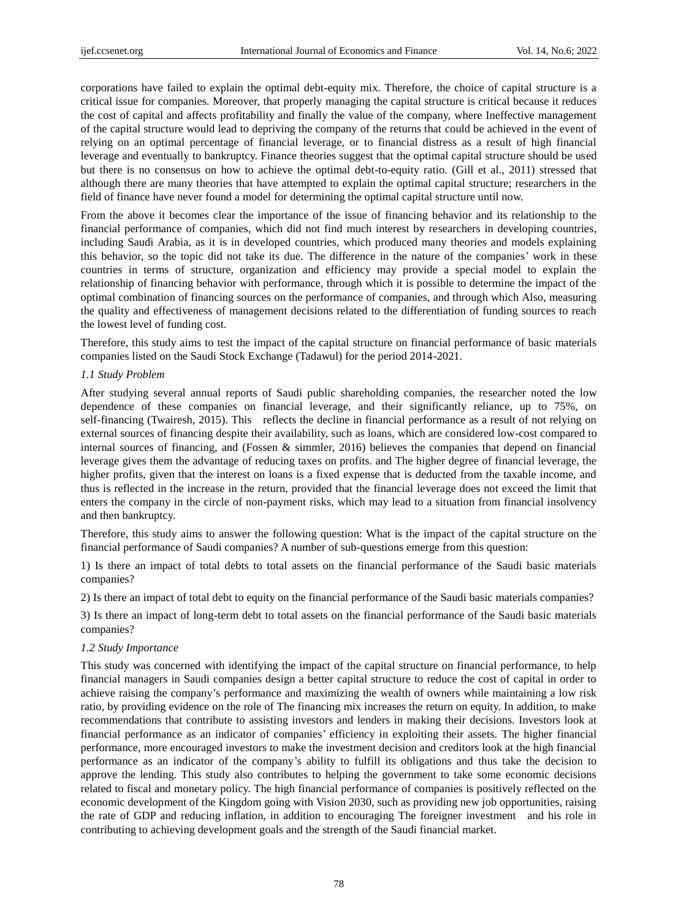corporations have failed to explain the optimal debt-equity mix. Therefore, the choice of capital structure is a critical issue for companies. Moreover, that properly managing the capital structure is critical because it reduces the cost of capital and affects profitability and finally the value of the company, where Ineffective management of the capital structure would lead to depriving the company of the returns that could be achieved in the event of relying on an optimal percentage of financial leverage, or to financial distress as a result of high financial leverage and eventually to bankruptcy. Finance theories suggest that the optimal capital structure should be used but there is no consensus on how to achieve the optimal debt-to-equity ratio. (Gill et al., 2011) stressed that although there are many theories that have attempted to explain the optimal capital structure; researchers in the field of finance have never found a model for determining the optimal capital structure until now.

From the above it becomes clear the importance of the issue of financing behavior and its relationship to the financial performance of companies, which did not find much interest by researchers in developing countries, including Saudi Arabia, as it is in developed countries, which produced many theories and models explaining this behavior, so the topic did not take its due. The difference in the nature of the companies' work in these countries in terms of structure, organization and efficiency may provide a special model to explain the relationship of financing behavior with performance, through which it is possible to determine the impact of the optimal combination of financing sources on the performance of companies, and through which Also, measuring the quality and effectiveness of management decisions related to the differentiation of funding sources to reach the lowest level of funding cost.

Therefore, this study aims to test the impact of the capital structure on financial performance of basic materials companies listed on the Saudi Stock Exchange (Tadawul) for the period 2014-2021.

### *1.1 Study Problem*

After studying several annual reports of Saudi public shareholding companies, the researcher noted the low dependence of these companies on financial leverage, and their significantly reliance, up to 75%, on self-financing (Twairesh, 2015). This reflects the decline in financial performance as a result of not relying on external sources of financing despite their availability, such as loans, which are considered low-cost compared to internal sources of financing, and (Fossen & simmler, 2016) believes the companies that depend on financial leverage gives them the advantage of reducing taxes on profits. and The higher degree of financial leverage, the higher profits, given that the interest on loans is a fixed expense that is deducted from the taxable income, and thus is reflected in the increase in the return, provided that the financial leverage does not exceed the limit that enters the company in the circle of non-payment risks, which may lead to a situation from financial insolvency and then bankruptcy.

Therefore, this study aims to answer the following question: What is the impact of the capital structure on the financial performance of Saudi companies? A number of sub-questions emerge from this question:

1) Is there an impact of total debts to total assets on the financial performance of the Saudi basic materials companies?

2) Is there an impact of total debt to equity on the financial performance of the Saudi basic materials companies?

3) Is there an impact of long-term debt to total assets on the financial performance of the Saudi basic materials companies?

### *1.2 Study Importance*

This study was concerned with identifying the impact of the capital structure on financial performance, to help financial managers in Saudi companies design a better capital structure to reduce the cost of capital in order to achieve raising the company's performance and maximizing the wealth of owners while maintaining a low risk ratio, by providing evidence on the role of The financing mix increases the return on equity. In addition, to make recommendations that contribute to assisting investors and lenders in making their decisions. Investors look at financial performance as an indicator of companies' efficiency in exploiting their assets. The higher financial performance, more encouraged investors to make the investment decision and creditors look at the high financial performance as an indicator of the company's ability to fulfill its obligations and thus take the decision to approve the lending. This study also contributes to helping the government to take some economic decisions related to fiscal and monetary policy. The high financial performance of companies is positively reflected on the economic development of the Kingdom going with Vision 2030, such as providing new job opportunities, raising the rate of GDP and reducing inflation, in addition to encouraging The foreigner investment and his role in contributing to achieving development goals and the strength of the Saudi financial market.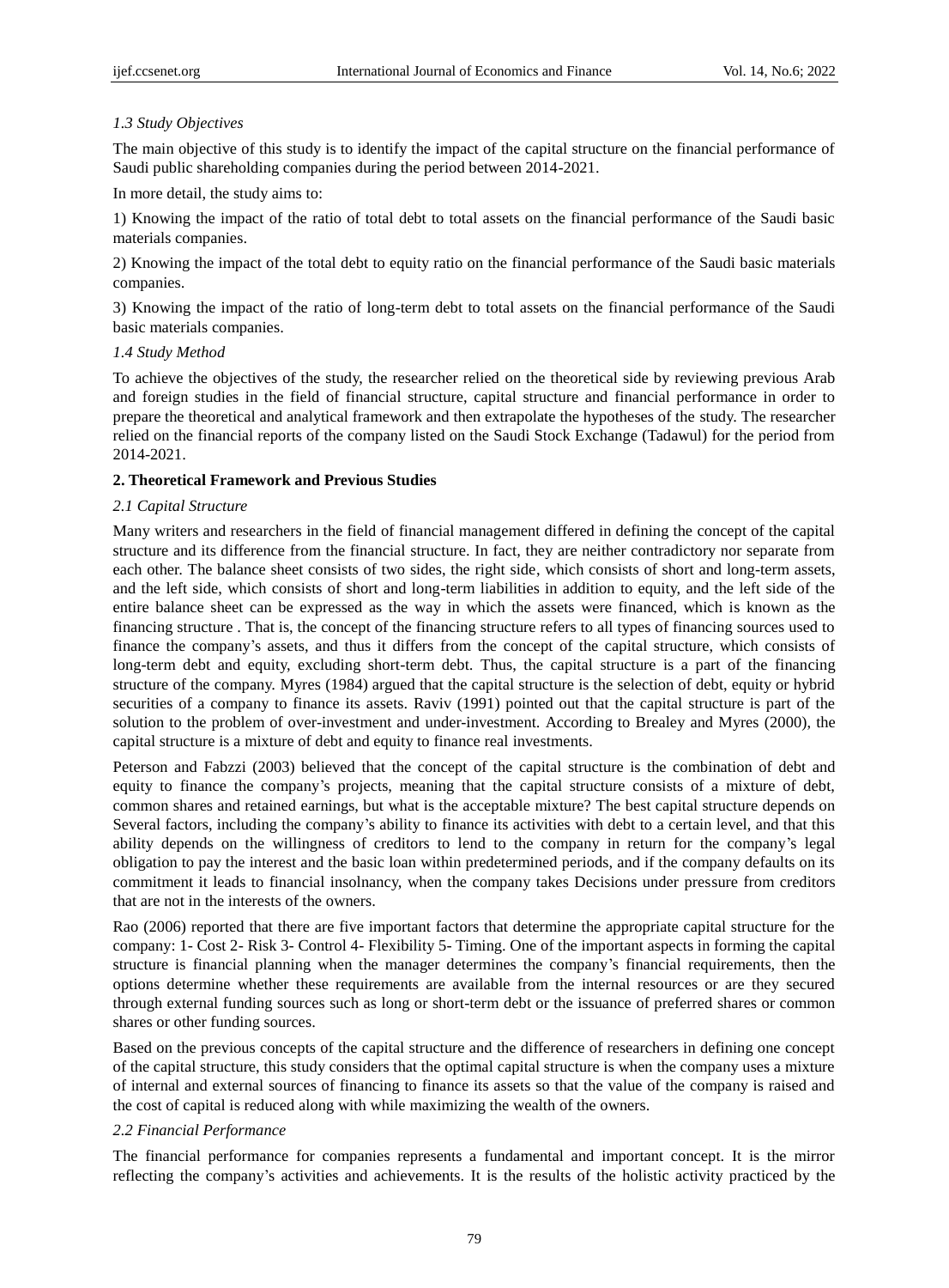### *1.3 Study Objectives*

The main objective of this study is to identify the impact of the capital structure on the financial performance of Saudi public shareholding companies during the period between 2014-2021.

In more detail, the study aims to:

1) Knowing the impact of the ratio of total debt to total assets on the financial performance of the Saudi basic materials companies.

2) Knowing the impact of the total debt to equity ratio on the financial performance of the Saudi basic materials companies.

3) Knowing the impact of the ratio of long-term debt to total assets on the financial performance of the Saudi basic materials companies.

### *1.4 Study Method*

To achieve the objectives of the study, the researcher relied on the theoretical side by reviewing previous Arab and foreign studies in the field of financial structure, capital structure and financial performance in order to prepare the theoretical and analytical framework and then extrapolate the hypotheses of the study. The researcher relied on the financial reports of the company listed on the Saudi Stock Exchange (Tadawul) for the period from 2014-2021.

## **2. Theoretical Framework and Previous Studies**

### *2.1 Capital Structure*

Many writers and researchers in the field of financial management differed in defining the concept of the capital structure and its difference from the financial structure. In fact, they are neither contradictory nor separate from each other. The balance sheet consists of two sides, the right side, which consists of short and long-term assets, and the left side, which consists of short and long-term liabilities in addition to equity, and the left side of the entire balance sheet can be expressed as the way in which the assets were financed, which is known as the financing structure . That is, the concept of the financing structure refers to all types of financing sources used to finance the company's assets, and thus it differs from the concept of the capital structure, which consists of long-term debt and equity, excluding short-term debt. Thus, the capital structure is a part of the financing structure of the company. Myres (1984) argued that the capital structure is the selection of debt, equity or hybrid securities of a company to finance its assets. Raviv (1991) pointed out that the capital structure is part of the solution to the problem of over-investment and under-investment. According to Brealey and Myres (2000), the capital structure is a mixture of debt and equity to finance real investments.

Peterson and Fabzzi (2003) believed that the concept of the capital structure is the combination of debt and equity to finance the company's projects, meaning that the capital structure consists of a mixture of debt, common shares and retained earnings, but what is the acceptable mixture? The best capital structure depends on Several factors, including the company's ability to finance its activities with debt to a certain level, and that this ability depends on the willingness of creditors to lend to the company in return for the company's legal obligation to pay the interest and the basic loan within predetermined periods, and if the company defaults on its commitment it leads to financial insolnancy, when the company takes Decisions under pressure from creditors that are not in the interests of the owners.

Rao (2006) reported that there are five important factors that determine the appropriate capital structure for the company: 1- Cost 2- Risk 3- Control 4- Flexibility 5- Timing. One of the important aspects in forming the capital structure is financial planning when the manager determines the company's financial requirements, then the options determine whether these requirements are available from the internal resources or are they secured through external funding sources such as long or short-term debt or the issuance of preferred shares or common shares or other funding sources.

Based on the previous concepts of the capital structure and the difference of researchers in defining one concept of the capital structure, this study considers that the optimal capital structure is when the company uses a mixture of internal and external sources of financing to finance its assets so that the value of the company is raised and the cost of capital is reduced along with while maximizing the wealth of the owners.

### *2.2 Financial Performance*

The financial performance for companies represents a fundamental and important concept. It is the mirror reflecting the company's activities and achievements. It is the results of the holistic activity practiced by the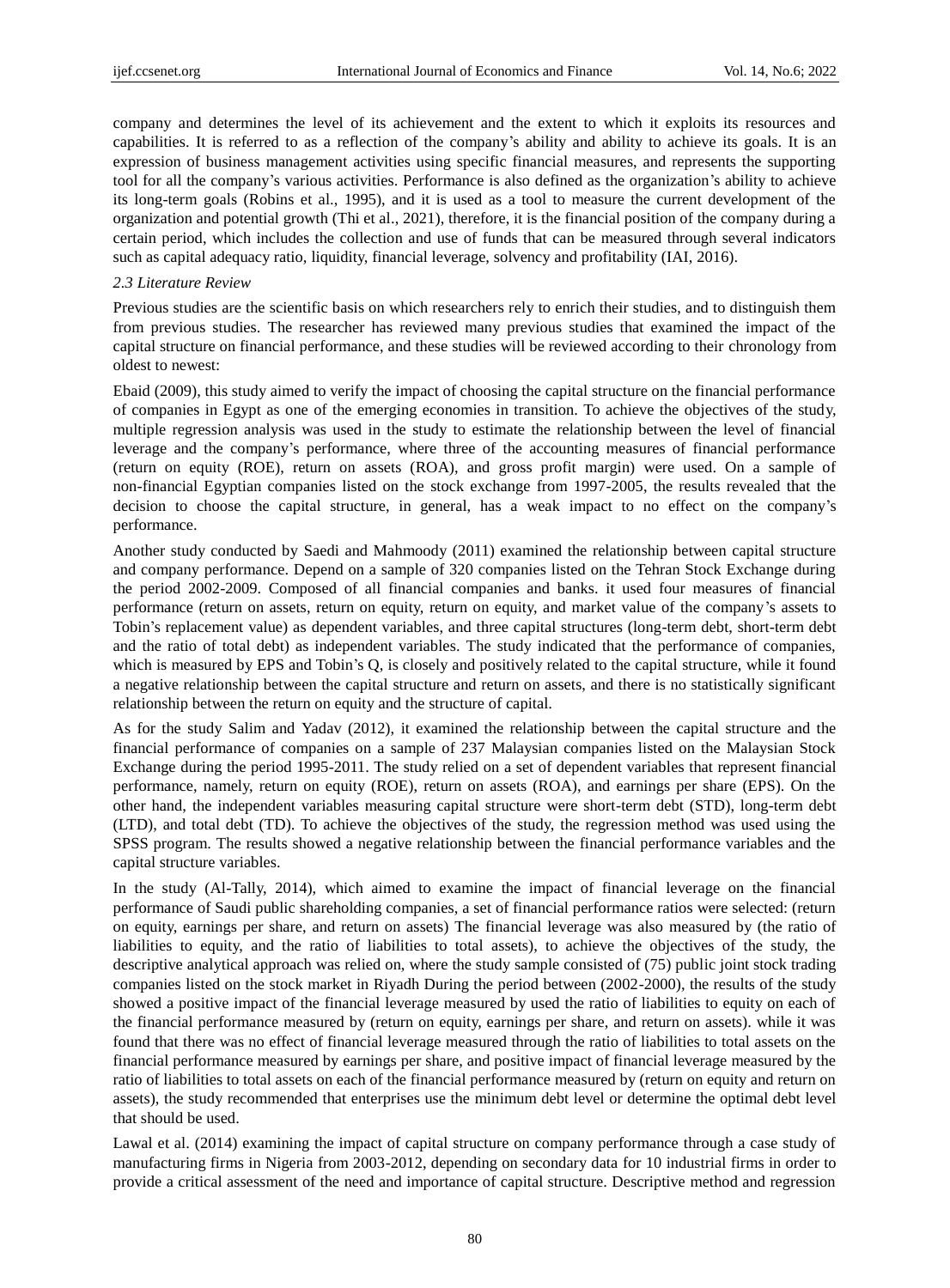company and determines the level of its achievement and the extent to which it exploits its resources and capabilities. It is referred to as a reflection of the company's ability and ability to achieve its goals. It is an expression of business management activities using specific financial measures, and represents the supporting tool for all the company's various activities. Performance is also defined as the organization's ability to achieve its long-term goals (Robins et al., 1995), and it is used as a tool to measure the current development of the organization and potential growth (Thi et al., 2021), therefore, it is the financial position of the company during a certain period, which includes the collection and use of funds that can be measured through several indicators such as capital adequacy ratio, liquidity, financial leverage, solvency and profitability (IAI, 2016).

### *2.3 Literature Review*

Previous studies are the scientific basis on which researchers rely to enrich their studies, and to distinguish them from previous studies. The researcher has reviewed many previous studies that examined the impact of the capital structure on financial performance, and these studies will be reviewed according to their chronology from oldest to newest:

Ebaid (2009), this study aimed to verify the impact of choosing the capital structure on the financial performance of companies in Egypt as one of the emerging economies in transition. To achieve the objectives of the study, multiple regression analysis was used in the study to estimate the relationship between the level of financial leverage and the company's performance, where three of the accounting measures of financial performance (return on equity (ROE), return on assets (ROA), and gross profit margin) were used. On a sample of non-financial Egyptian companies listed on the stock exchange from 1997-2005, the results revealed that the decision to choose the capital structure, in general, has a weak impact to no effect on the company's performance.

Another study conducted by Saedi and Mahmoody (2011) examined the relationship between capital structure and company performance. Depend on a sample of 320 companies listed on the Tehran Stock Exchange during the period 2002-2009. Composed of all financial companies and banks. it used four measures of financial performance (return on assets, return on equity, return on equity, and market value of the company's assets to Tobin's replacement value) as dependent variables, and three capital structures (long-term debt, short-term debt and the ratio of total debt) as independent variables. The study indicated that the performance of companies, which is measured by EPS and Tobin's Q, is closely and positively related to the capital structure, while it found a negative relationship between the capital structure and return on assets, and there is no statistically significant relationship between the return on equity and the structure of capital.

As for the study Salim and Yadav (2012), it examined the relationship between the capital structure and the financial performance of companies on a sample of 237 Malaysian companies listed on the Malaysian Stock Exchange during the period 1995-2011. The study relied on a set of dependent variables that represent financial performance, namely, return on equity (ROE), return on assets (ROA), and earnings per share (EPS). On the other hand, the independent variables measuring capital structure were short-term debt (STD), long-term debt (LTD), and total debt (TD). To achieve the objectives of the study, the regression method was used using the SPSS program. The results showed a negative relationship between the financial performance variables and the capital structure variables.

In the study (Al-Tally, 2014), which aimed to examine the impact of financial leverage on the financial performance of Saudi public shareholding companies, a set of financial performance ratios were selected: (return on equity, earnings per share, and return on assets) The financial leverage was also measured by (the ratio of liabilities to equity, and the ratio of liabilities to total assets), to achieve the objectives of the study, the descriptive analytical approach was relied on, where the study sample consisted of (75) public joint stock trading companies listed on the stock market in Riyadh During the period between (2002-2000), the results of the study showed a positive impact of the financial leverage measured by used the ratio of liabilities to equity on each of the financial performance measured by (return on equity, earnings per share, and return on assets). while it was found that there was no effect of financial leverage measured through the ratio of liabilities to total assets on the financial performance measured by earnings per share, and positive impact of financial leverage measured by the ratio of liabilities to total assets on each of the financial performance measured by (return on equity and return on assets), the study recommended that enterprises use the minimum debt level or determine the optimal debt level that should be used.

Lawal et al. (2014) examining the impact of capital structure on company performance through a case study of manufacturing firms in Nigeria from 2003-2012, depending on secondary data for 10 industrial firms in order to provide a critical assessment of the need and importance of capital structure. Descriptive method and regression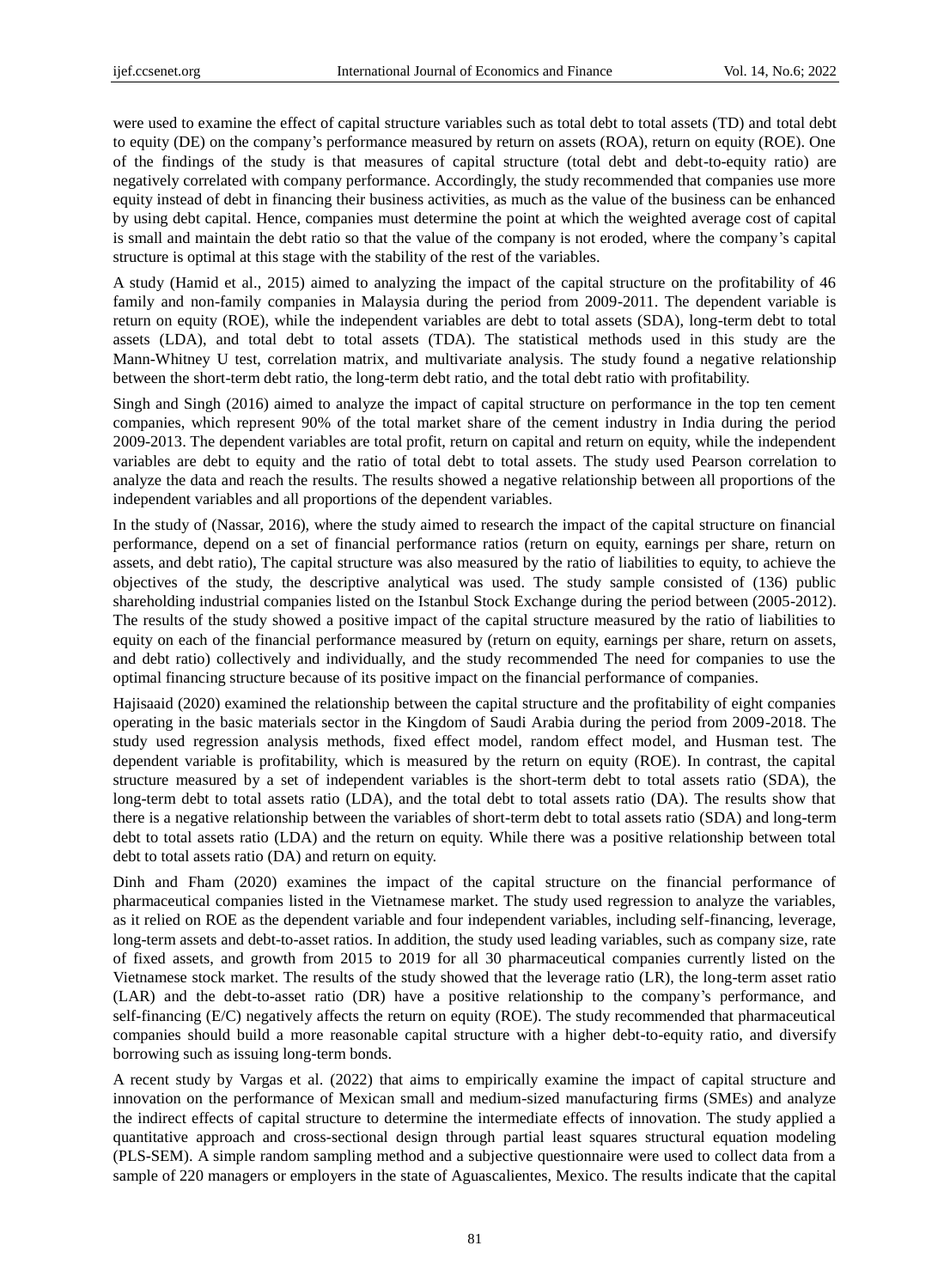were used to examine the effect of capital structure variables such as total debt to total assets (TD) and total debt to equity (DE) on the company's performance measured by return on assets (ROA), return on equity (ROE). One of the findings of the study is that measures of capital structure (total debt and debt-to-equity ratio) are negatively correlated with company performance. Accordingly, the study recommended that companies use more equity instead of debt in financing their business activities, as much as the value of the business can be enhanced by using debt capital. Hence, companies must determine the point at which the weighted average cost of capital is small and maintain the debt ratio so that the value of the company is not eroded, where the company's capital structure is optimal at this stage with the stability of the rest of the variables.

A study (Hamid et al., 2015) aimed to analyzing the impact of the capital structure on the profitability of 46 family and non-family companies in Malaysia during the period from 2009-2011. The dependent variable is return on equity (ROE), while the independent variables are debt to total assets (SDA), long-term debt to total assets (LDA), and total debt to total assets (TDA). The statistical methods used in this study are the Mann-Whitney U test, correlation matrix, and multivariate analysis. The study found a negative relationship between the short-term debt ratio, the long-term debt ratio, and the total debt ratio with profitability.

Singh and Singh (2016) aimed to analyze the impact of capital structure on performance in the top ten cement companies, which represent 90% of the total market share of the cement industry in India during the period 2009-2013. The dependent variables are total profit, return on capital and return on equity, while the independent variables are debt to equity and the ratio of total debt to total assets. The study used Pearson correlation to analyze the data and reach the results. The results showed a negative relationship between all proportions of the independent variables and all proportions of the dependent variables.

In the study of (Nassar, 2016), where the study aimed to research the impact of the capital structure on financial performance, depend on a set of financial performance ratios (return on equity, earnings per share, return on assets, and debt ratio), The capital structure was also measured by the ratio of liabilities to equity, to achieve the objectives of the study, the descriptive analytical was used. The study sample consisted of (136) public shareholding industrial companies listed on the Istanbul Stock Exchange during the period between (2005-2012). The results of the study showed a positive impact of the capital structure measured by the ratio of liabilities to equity on each of the financial performance measured by (return on equity, earnings per share, return on assets, and debt ratio) collectively and individually, and the study recommended The need for companies to use the optimal financing structure because of its positive impact on the financial performance of companies.

Hajisaaid (2020) examined the relationship between the capital structure and the profitability of eight companies operating in the basic materials sector in the Kingdom of Saudi Arabia during the period from 2009-2018. The study used regression analysis methods, fixed effect model, random effect model, and Husman test. The dependent variable is profitability, which is measured by the return on equity (ROE). In contrast, the capital structure measured by a set of independent variables is the short-term debt to total assets ratio (SDA), the long-term debt to total assets ratio (LDA), and the total debt to total assets ratio (DA). The results show that there is a negative relationship between the variables of short-term debt to total assets ratio (SDA) and long-term debt to total assets ratio (LDA) and the return on equity. While there was a positive relationship between total debt to total assets ratio (DA) and return on equity.

Dinh and Fham (2020) examines the impact of the capital structure on the financial performance of pharmaceutical companies listed in the Vietnamese market. The study used regression to analyze the variables, as it relied on ROE as the dependent variable and four independent variables, including self-financing, leverage, long-term assets and debt-to-asset ratios. In addition, the study used leading variables, such as company size, rate of fixed assets, and growth from 2015 to 2019 for all 30 pharmaceutical companies currently listed on the Vietnamese stock market. The results of the study showed that the leverage ratio (LR), the long-term asset ratio (LAR) and the debt-to-asset ratio (DR) have a positive relationship to the company's performance, and self-financing (E/C) negatively affects the return on equity (ROE). The study recommended that pharmaceutical companies should build a more reasonable capital structure with a higher debt-to-equity ratio, and diversify borrowing such as issuing long-term bonds.

A recent study by Vargas et al. (2022) that aims to empirically examine the impact of capital structure and innovation on the performance of Mexican small and medium-sized manufacturing firms (SMEs) and analyze the indirect effects of capital structure to determine the intermediate effects of innovation. The study applied a quantitative approach and cross-sectional design through partial least squares structural equation modeling (PLS-SEM). A simple random sampling method and a subjective questionnaire were used to collect data from a sample of 220 managers or employers in the state of Aguascalientes, Mexico. The results indicate that the capital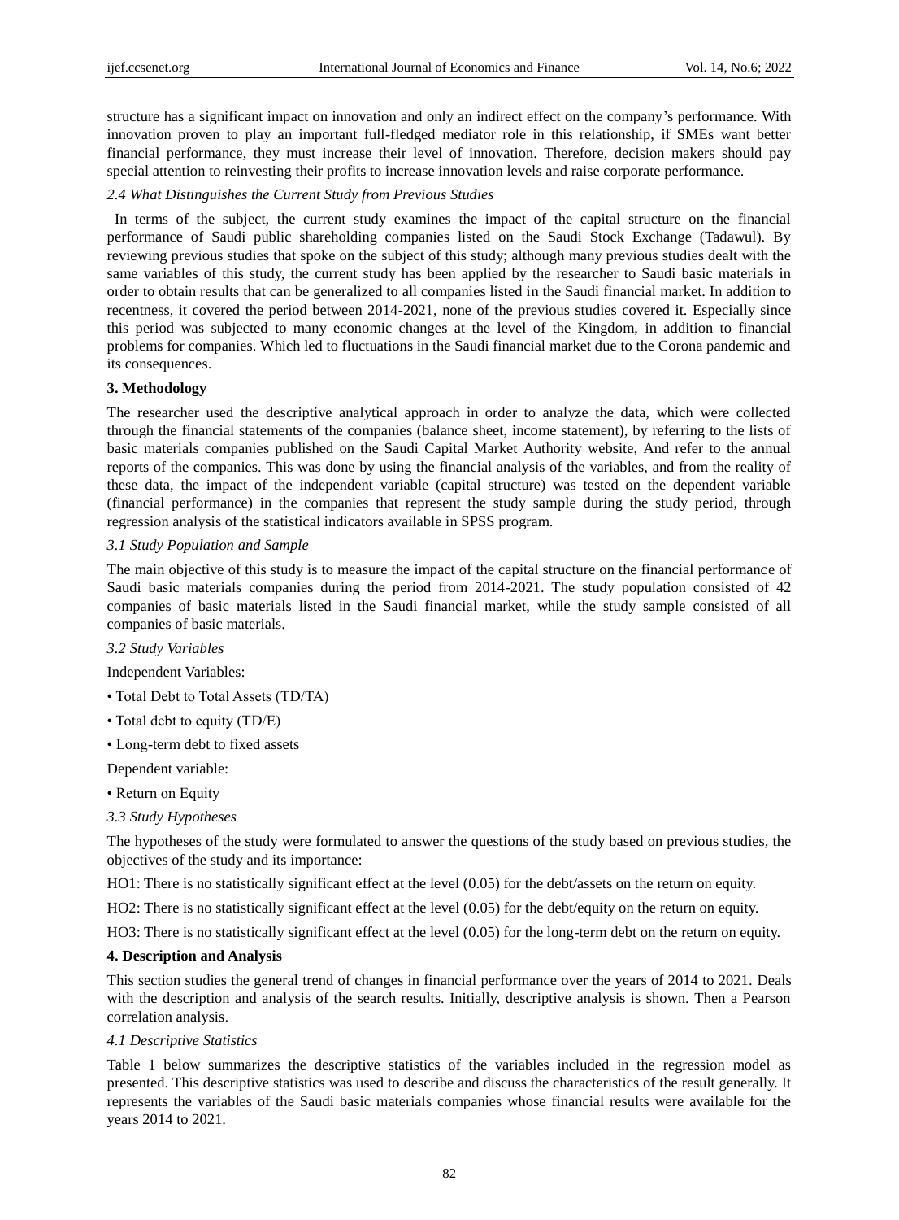structure has a significant impact on innovation and only an indirect effect on the company's performance. With innovation proven to play an important full-fledged mediator role in this relationship, if SMEs want better financial performance, they must increase their level of innovation. Therefore, decision makers should pay special attention to reinvesting their profits to increase innovation levels and raise corporate performance.

### *2.4 What Distinguishes the Current Study from Previous Studies*

In terms of the subject, the current study examines the impact of the capital structure on the financial performance of Saudi public shareholding companies listed on the Saudi Stock Exchange (Tadawul). By reviewing previous studies that spoke on the subject of this study; although many previous studies dealt with the same variables of this study, the current study has been applied by the researcher to Saudi basic materials in order to obtain results that can be generalized to all companies listed in the Saudi financial market. In addition to recentness, it covered the period between 2014-2021, none of the previous studies covered it. Especially since this period was subjected to many economic changes at the level of the Kingdom, in addition to financial problems for companies. Which led to fluctuations in the Saudi financial market due to the Corona pandemic and its consequences.

## **3. Methodology**

The researcher used the descriptive analytical approach in order to analyze the data, which were collected through the financial statements of the companies (balance sheet, income statement), by referring to the lists of basic materials companies published on the Saudi Capital Market Authority website, And refer to the annual reports of the companies. This was done by using the financial analysis of the variables, and from the reality of these data, the impact of the independent variable (capital structure) was tested on the dependent variable (financial performance) in the companies that represent the study sample during the study period, through regression analysis of the statistical indicators available in SPSS program.

### *3.1 Study Population and Sample*

The main objective of this study is to measure the impact of the capital structure on the financial performance of Saudi basic materials companies during the period from 2014-2021. The study population consisted of 42 companies of basic materials listed in the Saudi financial market, while the study sample consisted of all companies of basic materials.

### *3.2 Study Variables*

Independent Variables:

- Total Debt to Total Assets (TD/TA)
- Total debt to equity (TD/E)
- Long-term debt to fixed assets

Dependent variable:

- Return on Equity

### *3.3 Study Hypotheses*

The hypotheses of the study were formulated to answer the questions of the study based on previous studies, the objectives of the study and its importance:

HO1: There is no statistically significant effect at the level (0.05) for the debt/assets on the return on equity.

HO2: There is no statistically significant effect at the level (0.05) for the debt/equity on the return on equity.

HO3: There is no statistically significant effect at the level (0.05) for the long-term debt on the return on equity.

## **4. Description and Analysis**

This section studies the general trend of changes in financial performance over the years of 2014 to 2021. Deals with the description and analysis of the search results. Initially, descriptive analysis is shown. Then a Pearson correlation analysis.

### *4.1 Descriptive Statistics*

Table 1 below summarizes the descriptive statistics of the variables included in the regression model as presented. This descriptive statistics was used to describe and discuss the characteristics of the result generally. It represents the variables of the Saudi basic materials companies whose financial results were available for the years 2014 to 2021.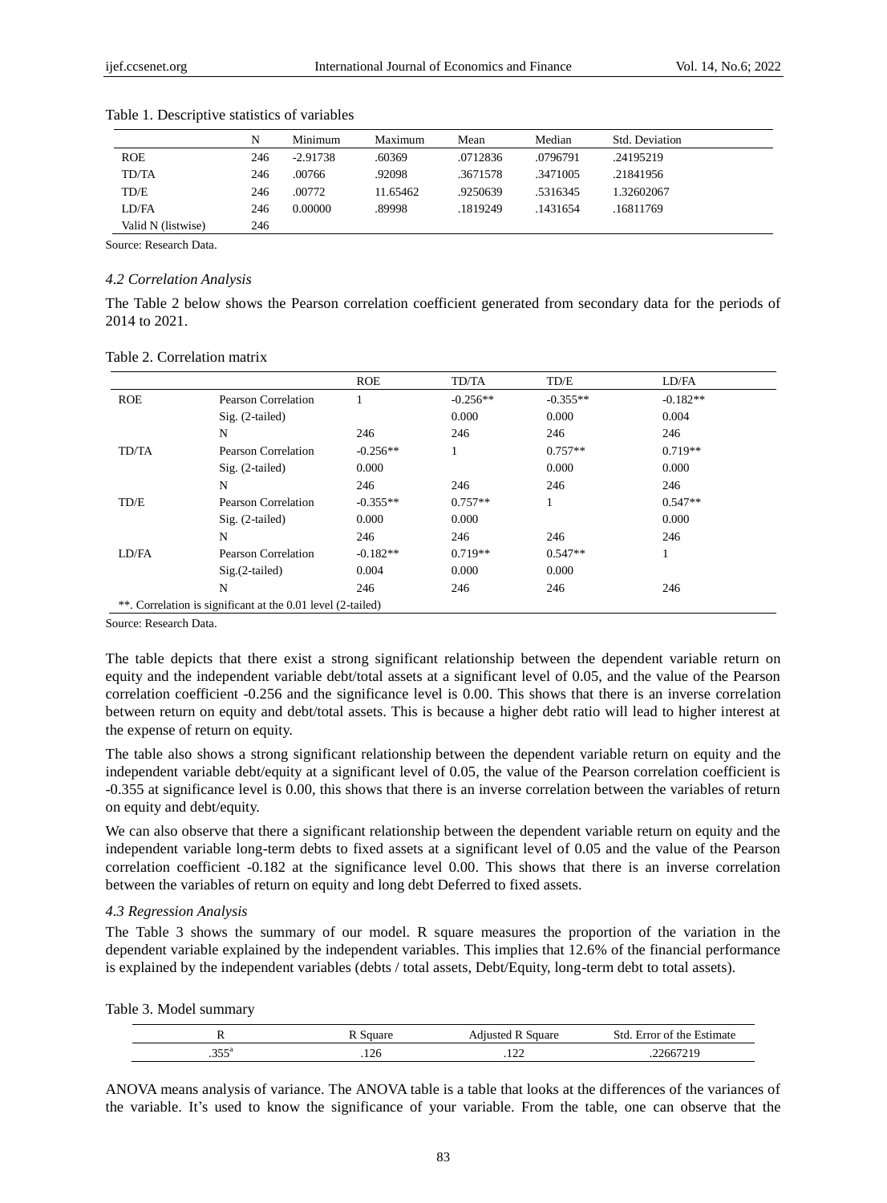Table 1. Descriptive statistics of variables

| | N | Minimum | Maximum | Mean | Median | Std. Deviation |
|---|---|---|---|---|---|---|
| ROE | 246 | -2.91738 | .60369 | .0712836 | .0796791 | .24195219 |
| TD/TA | 246 | .00766 | .92098 | .3671578 | .3471005 | .21841956 |
| TD/E | 246 | .00772 | 11.65462 | .9250639 | .5316345 | 1.32602067 |
| LD/FA | 246 | 0.00000 | .89998 | .1819249 | .1431654 | .16811769 |
| Valid N (listwise) | 246 | | | | | |

Source: Research Data.

### *4.2 Correlation Analysis*

The Table 2 below shows the Pearson correlation coefficient generated from secondary data for the periods of 2014 to 2021.

Table 2. Correlation matrix

| | | ROE | TD/TA | TD/E | LD/FA |
|---|---|---|---|---|---|
| ROE | Pearson Correlation | 1 | -0.256** | -0.355** | -0.182** |
| | Sig. (2-tailed) | | 0.000 | 0.000 | 0.004 |
| | N | 246 | 246 | 246 | 246 |
| TD/TA | Pearson Correlation | -0.256** | 1 | 0.757** | 0.719** |
| | Sig. (2-tailed) | 0.000 | | 0.000 | 0.000 |
| | N | 246 | 246 | 246 | 246 |
| TD/E | Pearson Correlation | -0.355** | 0.757** | 1 | 0.547** |
| | Sig. (2-tailed) | 0.000 | 0.000 | | 0.000 |
| | N | 246 | 246 | 246 | 246 |
| LD/FA | Pearson Correlation | -0.182** | 0.719** | 0.547** | 1 |
| | Sig.(2-tailed) | 0.004 | 0.000 | 0.000 | |
| | N | 246 | 246 | 246 | 246 |

**. Correlation is significant at the 0.01 level (2-tailed)

Source: Research Data.

The table depicts that there exist a strong significant relationship between the dependent variable return on equity and the independent variable debt/total assets at a significant level of 0.05, and the value of the Pearson correlation coefficient -0.256 and the significance level is 0.00. This shows that there is an inverse correlation between return on equity and debt/total assets. This is because a higher debt ratio will lead to higher interest at the expense of return on equity.

The table also shows a strong significant relationship between the dependent variable return on equity and the independent variable debt/equity at a significant level of 0.05, the value of the Pearson correlation coefficient is -0.355 at significance level is 0.00, this shows that there is an inverse correlation between the variables of return on equity and debt/equity.

We can also observe that there a significant relationship between the dependent variable return on equity and the independent variable long-term debts to fixed assets at a significant level of 0.05 and the value of the Pearson correlation coefficient -0.182 at the significance level 0.00. This shows that there is an inverse correlation between the variables of return on equity and long debt Deferred to fixed assets.

### *4.3 Regression Analysis*

The Table 3 shows the summary of our model. R square measures the proportion of the variation in the dependent variable explained by the independent variables. This implies that 12.6% of the financial performance is explained by the independent variables (debts / total assets, Debt/Equity, long-term debt to total assets).

Table 3. Model summary

| R | R Square | Adjusted R Square | Std. Error of the Estimate |
|---|---|---|---|
| .355[a] | .126 | .122 | .22667219 |

ANOVA means analysis of variance. The ANOVA table is a table that looks at the differences of the variances of the variable. It's used to know the significance of your variable. From the table, one can observe that the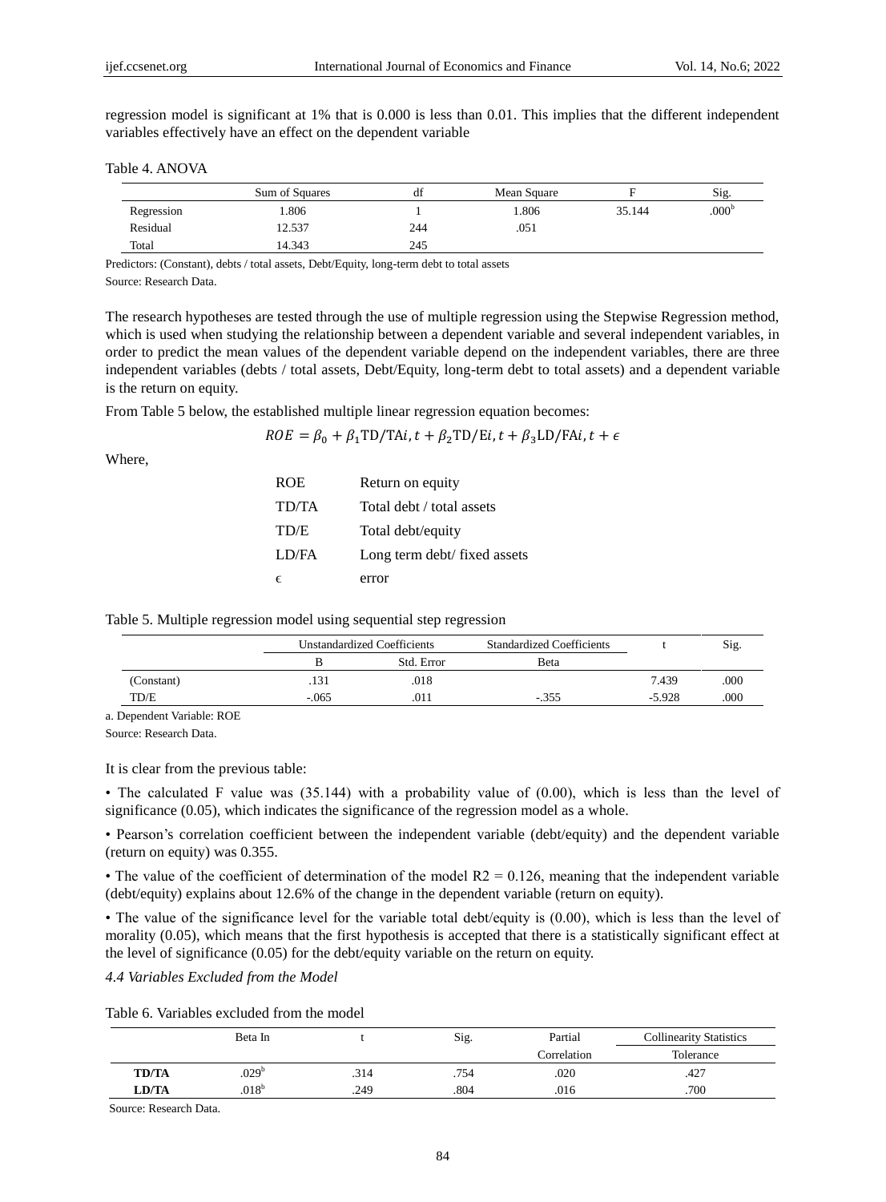regression model is significant at 1% that is 0.000 is less than 0.01. This implies that the different independent variables effectively have an effect on the dependent variable

Table 4. ANOVA

| | Sum of Squares | df | Mean Square | F | Sig. |
|---|---|---|---|---|---|
| Regression | 1.806 | 1 | 1.806 | 35.144 | .000[b] |
| Residual | 12.537 | 244 | .051 | | |
| Total | 14.343 | 245 | | | |

Predictors: (Constant), debts / total assets, Debt/Equity, long-term debt to total assets

Source: Research Data.

The research hypotheses are tested through the use of multiple regression using the Stepwise Regression method, which is used when studying the relationship between a dependent variable and several independent variables, in order to predict the mean values of the dependent variable depend on the independent variables, there are three independent variables (debts / total assets, Debt/Equity, long-term debt to total assets) and a dependent variable is the return on equity.

From Table 5 below, the established multiple linear regression equation becomes:

$$ROE = \beta_0 + \beta_1 \text{TD/TA}i,t + \beta_2 \text{TD/E}i,t + \beta_3 \text{LD/FA}i,t + \epsilon$$

Where,

| | |
|---|---|
| ROE | Return on equity |
| TD/TA | Total debt / total assets |
| TD/E | Total debt/equity |
| LD/FA | Long term debt/ fixed assets |
| $\epsilon$ | error |

Table 5. Multiple regression model using sequential step regression

| | Unstandardized Coefficients | | Standardized Coefficients | t | Sig. |
|---|---|---|---|---|---|
| | B | Std. Error | Beta | | |
| (Constant) | .131 | .018 | | 7.439 | .000 |
| TD/E | -.065 | .011 | -.355 | -5.928 | .000 |

a. Dependent Variable: ROE

Source: Research Data.

It is clear from the previous table:

• The calculated F value was (35.144) with a probability value of (0.00), which is less than the level of significance (0.05), which indicates the significance of the regression model as a whole.

• Pearson's correlation coefficient between the independent variable (debt/equity) and the dependent variable (return on equity) was 0.355.

• The value of the coefficient of determination of the model R2 = 0.126, meaning that the independent variable (debt/equity) explains about 12.6% of the change in the dependent variable (return on equity).

• The value of the significance level for the variable total debt/equity is (0.00), which is less than the level of morality (0.05), which means that the first hypothesis is accepted that there is a statistically significant effect at the level of significance (0.05) for the debt/equity variable on the return on equity.

### *4.4 Variables Excluded from the Model*

Table 6. Variables excluded from the model

| | Beta In | t | Sig. | Partial Correlation | Collinearity Statistics |
|---|---|---|---|---|---|
| | | | | | Tolerance |
| **TD/TA** | .029[b] | .314 | .754 | .020 | .427 |
| **LD/TA** | .018[b] | .249 | .804 | .016 | .700 |

Source: Research Data.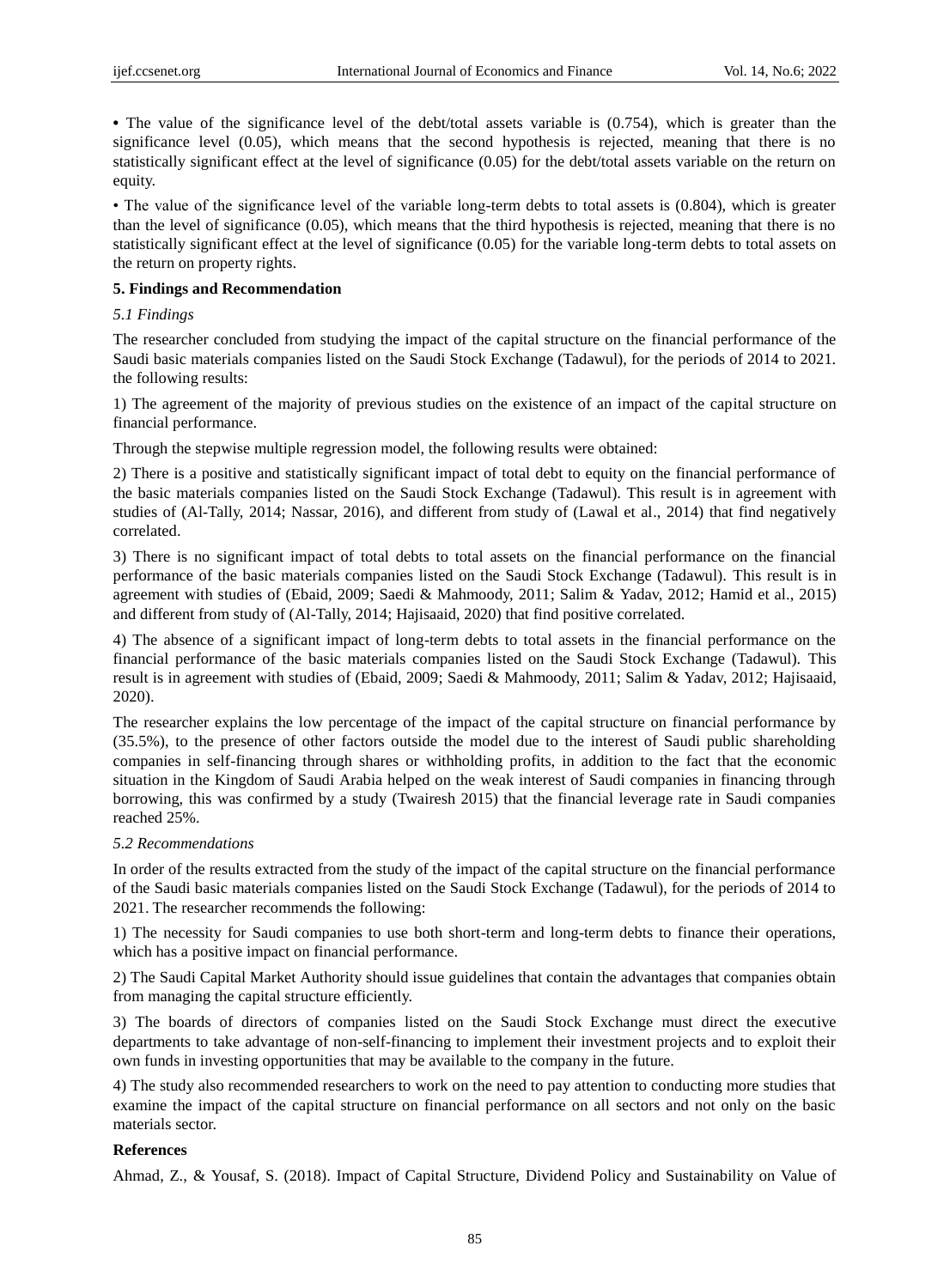- The value of the significance level of the debt/total assets variable is (0.754), which is greater than the significance level (0.05), which means that the second hypothesis is rejected, meaning that there is no statistically significant effect at the level of significance (0.05) for the debt/total assets variable on the return on equity.
- The value of the significance level of the variable long-term debts to total assets is (0.804), which is greater than the level of significance (0.05), which means that the third hypothesis is rejected, meaning that there is no statistically significant effect at the level of significance (0.05) for the variable long-term debts to total assets on the return on property rights.

## 5. Findings and Recommendation

### *5.1 Findings*

The researcher concluded from studying the impact of the capital structure on the financial performance of the Saudi basic materials companies listed on the Saudi Stock Exchange (Tadawul), for the periods of 2014 to 2021. the following results:

1) The agreement of the majority of previous studies on the existence of an impact of the capital structure on financial performance.

Through the stepwise multiple regression model, the following results were obtained:

2) There is a positive and statistically significant impact of total debt to equity on the financial performance of the basic materials companies listed on the Saudi Stock Exchange (Tadawul). This result is in agreement with studies of (Al-Tally, 2014; Nassar, 2016), and different from study of (Lawal et al., 2014) that find negatively correlated.

3) There is no significant impact of total debts to total assets on the financial performance on the financial performance of the basic materials companies listed on the Saudi Stock Exchange (Tadawul). This result is in agreement with studies of (Ebaid, 2009; Saedi & Mahmoody, 2011; Salim & Yadav, 2012; Hamid et al., 2015) and different from study of (Al-Tally, 2014; Hajisaaid, 2020) that find positive correlated.

4) The absence of a significant impact of long-term debts to total assets in the financial performance on the financial performance of the basic materials companies listed on the Saudi Stock Exchange (Tadawul). This result is in agreement with studies of (Ebaid, 2009; Saedi & Mahmoody, 2011; Salim & Yadav, 2012; Hajisaaid, 2020).

The researcher explains the low percentage of the impact of the capital structure on financial performance by (35.5%), to the presence of other factors outside the model due to the interest of Saudi public shareholding companies in self-financing through shares or withholding profits, in addition to the fact that the economic situation in the Kingdom of Saudi Arabia helped on the weak interest of Saudi companies in financing through borrowing, this was confirmed by a study (Twairesh 2015) that the financial leverage rate in Saudi companies reached 25%.

### *5.2 Recommendations*

In order of the results extracted from the study of the impact of the capital structure on the financial performance of the Saudi basic materials companies listed on the Saudi Stock Exchange (Tadawul), for the periods of 2014 to 2021. The researcher recommends the following:

1) The necessity for Saudi companies to use both short-term and long-term debts to finance their operations, which has a positive impact on financial performance.

2) The Saudi Capital Market Authority should issue guidelines that contain the advantages that companies obtain from managing the capital structure efficiently.

3) The boards of directors of companies listed on the Saudi Stock Exchange must direct the executive departments to take advantage of non-self-financing to implement their investment projects and to exploit their own funds in investing opportunities that may be available to the company in the future.

4) The study also recommended researchers to work on the need to pay attention to conducting more studies that examine the impact of the capital structure on financial performance on all sectors and not only on the basic materials sector.

## References

Ahmad, Z., & Yousaf, S. (2018). Impact of Capital Structure, Dividend Policy and Sustainability on Value of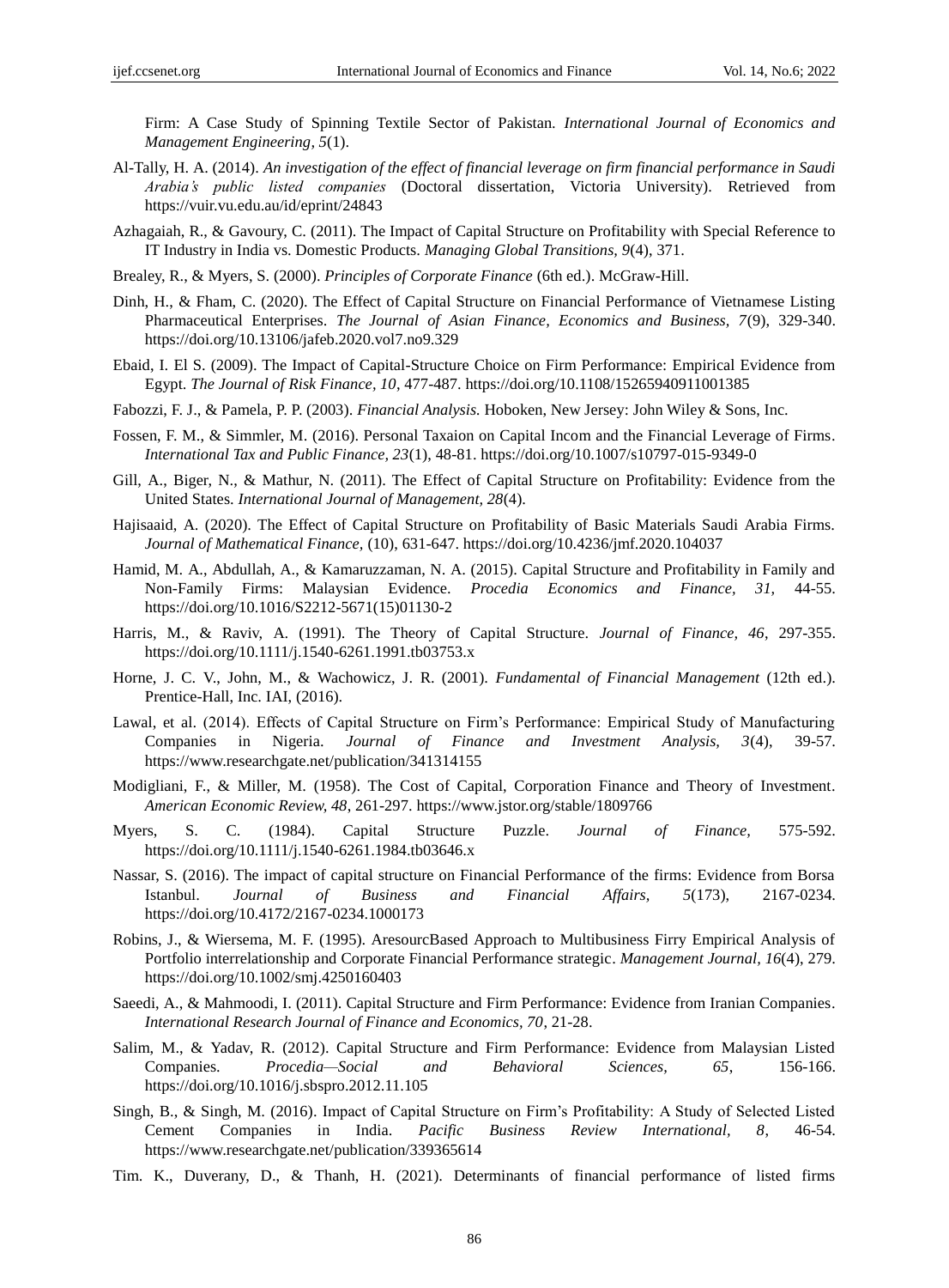Firm: A Case Study of Spinning Textile Sector of Pakistan. *International Journal of Economics and Management Engineering*, *5*(1).

Al-Tally, H. A. (2014). *An investigation of the effect of financial leverage on firm financial performance in Saudi Arabia's public listed companies* (Doctoral dissertation, Victoria University). Retrieved from https://vuir.vu.edu.au/id/eprint/24843

Azhagaiah, R., & Gavoury, C. (2011). The Impact of Capital Structure on Profitability with Special Reference to IT Industry in India vs. Domestic Products. *Managing Global Transitions*, *9*(4), 371.

Brealey, R., & Myers, S. (2000). *Principles of Corporate Finance* (6th ed.). McGraw-Hill.

Dinh, H., & Fham, C. (2020). The Effect of Capital Structure on Financial Performance of Vietnamese Listing Pharmaceutical Enterprises. *The Journal of Asian Finance, Economics and Business*, *7*(9), 329-340. https://doi.org/10.13106/jafeb.2020.vol7.no9.329

Ebaid, I. El S. (2009). The Impact of Capital-Structure Choice on Firm Performance: Empirical Evidence from Egypt. *The Journal of Risk Finance*, *10*, 477-487. https://doi.org/10.1108/15265940911001385

Fabozzi, F. J., & Pamela, P. P. (2003). *Financial Analysis.* Hoboken, New Jersey: John Wiley & Sons, Inc.

Fossen, F. M., & Simmler, M. (2016). Personal Taxaion on Capital Incom and the Financial Leverage of Firms. *International Tax and Public Finance*, *23*(1), 48-81. https://doi.org/10.1007/s10797-015-9349-0

Gill, A., Biger, N., & Mathur, N. (2011). The Effect of Capital Structure on Profitability: Evidence from the United States. *International Journal of Management*, *28*(4).

Hajisaaid, A. (2020). The Effect of Capital Structure on Profitability of Basic Materials Saudi Arabia Firms. *Journal of Mathematical Finance*, (10), 631-647. https://doi.org/10.4236/jmf.2020.104037

Hamid, M. A., Abdullah, A., & Kamaruzzaman, N. A. (2015). Capital Structure and Profitability in Family and Non-Family Firms: Malaysian Evidence. *Procedia Economics and Finance*, *31*, 44-55. https://doi.org/10.1016/S2212-5671(15)01130-2

Harris, M., & Raviv, A. (1991). The Theory of Capital Structure. *Journal of Finance*, *46*, 297-355. https://doi.org/10.1111/j.1540-6261.1991.tb03753.x

Horne, J. C. V., John, M., & Wachowicz, J. R. (2001). *Fundamental of Financial Management* (12th ed.). Prentice-Hall, Inc. IAI, (2016).

Lawal, et al. (2014). Effects of Capital Structure on Firm's Performance: Empirical Study of Manufacturing Companies in Nigeria. *Journal of Finance and Investment Analysis*, *3*(4), 39-57. https://www.researchgate.net/publication/341314155

Modigliani, F., & Miller, M. (1958). The Cost of Capital, Corporation Finance and Theory of Investment. *American Economic Review*, *48*, 261-297. https://www.jstor.org/stable/1809766

Myers, S. C. (1984). Capital Structure Puzzle. *Journal of Finance*, 575-592. https://doi.org/10.1111/j.1540-6261.1984.tb03646.x

Nassar, S. (2016). The impact of capital structure on Financial Performance of the firms: Evidence from Borsa Istanbul. *Journal of Business and Financial Affairs*, *5*(173), 2167-0234. https://doi.org/10.4172/2167-0234.1000173

Robins, J., & Wiersema, M. F. (1995). AresourcBased Approach to Multibusiness Firry Empirical Analysis of Portfolio interrelationship and Corporate Financial Performance strategic. *Management Journal*, *16*(4), 279. https://doi.org/10.1002/smj.4250160403

Saeedi, A., & Mahmoodi, I. (2011). Capital Structure and Firm Performance: Evidence from Iranian Companies. *International Research Journal of Finance and Economics*, *70*, 21-28.

Salim, M., & Yadav, R. (2012). Capital Structure and Firm Performance: Evidence from Malaysian Listed Companies. *Procedia—Social and Behavioral Sciences*, *65*, 156-166. https://doi.org/10.1016/j.sbspro.2012.11.105

Singh, B., & Singh, M. (2016). Impact of Capital Structure on Firm's Profitability: A Study of Selected Listed Cement Companies in India. *Pacific Business Review International*, *8*, 46-54. https://www.researchgate.net/publication/339365614

Tim. K., Duverany, D., & Thanh, H. (2021). Determinants of financial performance of listed firms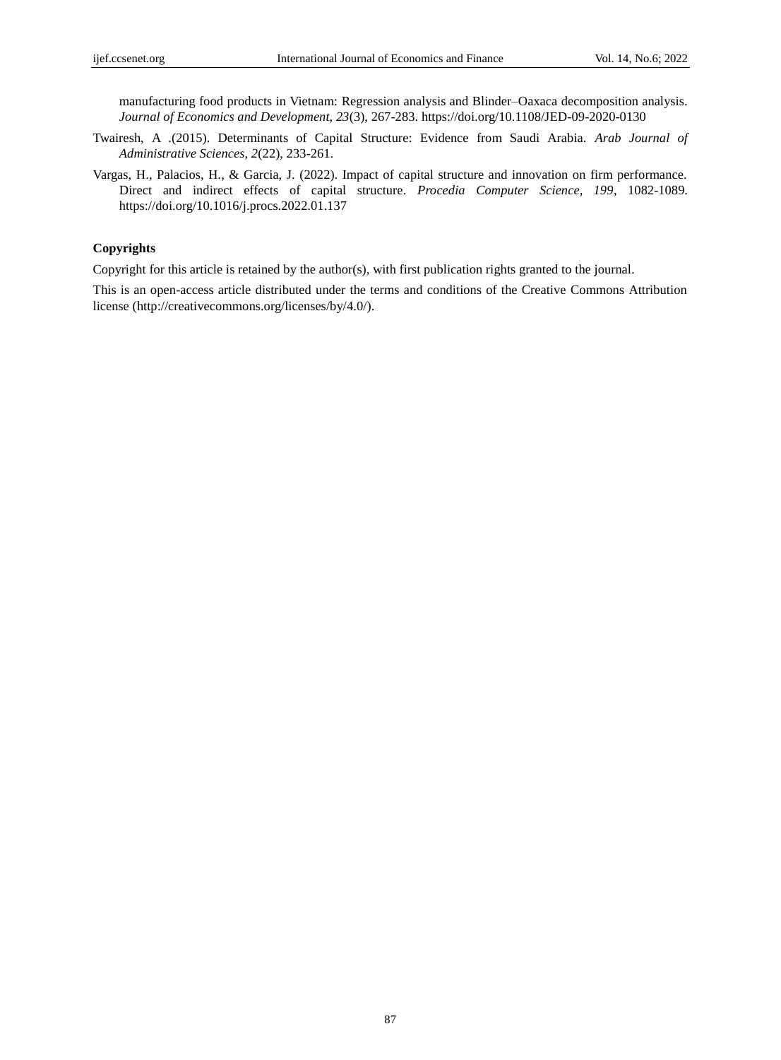manufacturing food products in Vietnam: Regression analysis and Blinder–Oaxaca decomposition analysis. *Journal of Economics and Development, 23*(3), 267-283. https://doi.org/10.1108/JED-09-2020-0130

Twairesh, A .(2015). Determinants of Capital Structure: Evidence from Saudi Arabia. *Arab Journal of Administrative Sciences, 2*(22), 233-261.

Vargas, H., Palacios, H., & Garcia, J. (2022). Impact of capital structure and innovation on firm performance. Direct and indirect effects of capital structure. *Procedia Computer Science, 199*, 1082-1089. https://doi.org/10.1016/j.procs.2022.01.137

**Copyrights**

Copyright for this article is retained by the author(s), with first publication rights granted to the journal.

This is an open-access article distributed under the terms and conditions of the Creative Commons Attribution license (http://creativecommons.org/licenses/by/4.0/).